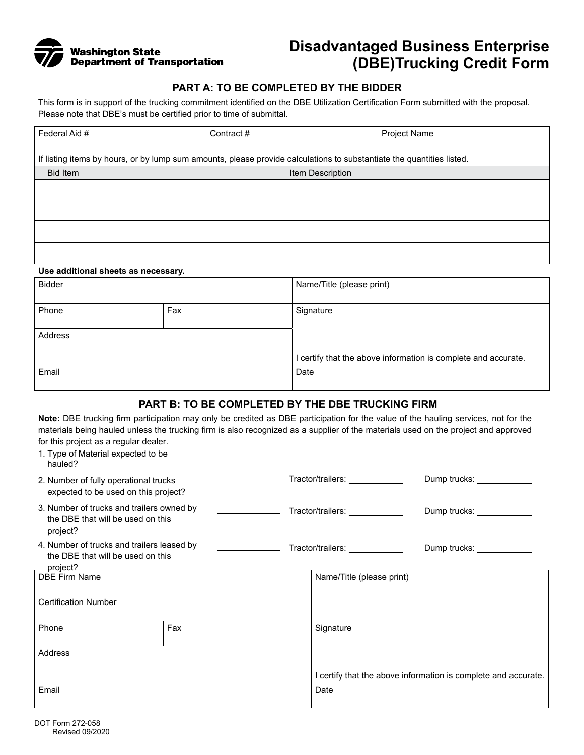Washington State Department of Transportation

# Disadvantaged Business Enterprise (DBE)Trucking Credit Form

## PART A: TO BE COMPLETED BY THE BIDDER

This form is in support of the trucking commitment identified on the DBE Utilization Certification Form submitted with the proposal. Please note that DBE's must be certified prior to time of submittal.

| Federal Aid # | Contract # | Project Name |
|---|---|---|
| | | |

If listing items by hours, or by lump sum amounts, please provide calculations to substantiate the quantities listed.

| Bid Item | Item Description |
|---|---|
| | |
| | |
| | |
| | |

**Use additional sheets as necessary.**

| Bidder | | Name/Title (please print) |
|---|---|---|
| Phone | Fax | Signature |
| Address | | I certify that the above information is complete and accurate. |
| Email | | Date |

## PART B: TO BE COMPLETED BY THE DBE TRUCKING FIRM

**Note:** DBE trucking firm participation may only be credited as DBE participation for the value of the hauling services, not for the materials being hauled unless the trucking firm is also recognized as a supplier of the materials used on the project and approved for this project as a regular dealer.

1. Type of Material expected to be hauled? ______________________________
2. Number of fully operational trucks expected to be used on this project? __________ Tractor/trailers: __________ Dump trucks: __________
3. Number of trucks and trailers owned by the DBE that will be used on this project? __________ Tractor/trailers: __________ Dump trucks: __________
4. Number of trucks and trailers leased by the DBE that will be used on this project? __________ Tractor/trailers: __________ Dump trucks: __________

| DBE Firm Name | | Name/Title (please print) |
|---|---|---|
| Certification Number | | |
| Phone | Fax | Signature |
| Address | | I certify that the above information is complete and accurate. |
| Email | | Date |

DOT Form 272-058
Revised 09/2020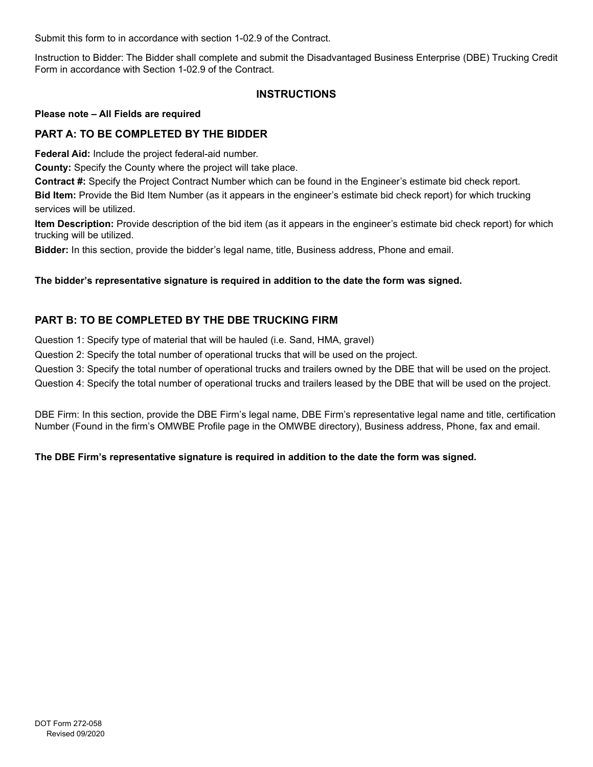Submit this form to in accordance with section 1-02.9 of the Contract.

Instruction to Bidder: The Bidder shall complete and submit the Disadvantaged Business Enterprise (DBE) Trucking Credit Form in accordance with Section 1-02.9 of the Contract.

## INSTRUCTIONS

**Please note – All Fields are required**

### PART A: TO BE COMPLETED BY THE BIDDER

**Federal Aid:** Include the project federal-aid number.

**County:** Specify the County where the project will take place.

**Contract #:** Specify the Project Contract Number which can be found in the Engineer's estimate bid check report.

**Bid Item:** Provide the Bid Item Number (as it appears in the engineer's estimate bid check report) for which trucking services will be utilized.

**Item Description:** Provide description of the bid item (as it appears in the engineer's estimate bid check report) for which trucking will be utilized.

**Bidder:** In this section, provide the bidder's legal name, title, Business address, Phone and email.

**The bidder's representative signature is required in addition to the date the form was signed.**

### PART B: TO BE COMPLETED BY THE DBE TRUCKING FIRM

Question 1: Specify type of material that will be hauled (i.e. Sand, HMA, gravel)

Question 2: Specify the total number of operational trucks that will be used on the project.

Question 3: Specify the total number of operational trucks and trailers owned by the DBE that will be used on the project.

Question 4: Specify the total number of operational trucks and trailers leased by the DBE that will be used on the project.

DBE Firm: In this section, provide the DBE Firm's legal name, DBE Firm's representative legal name and title, certification Number (Found in the firm's OMWBE Profile page in the OMWBE directory), Business address, Phone, fax and email.

**The DBE Firm's representative signature is required in addition to the date the form was signed.**

DOT Form 272-058
Revised 09/2020